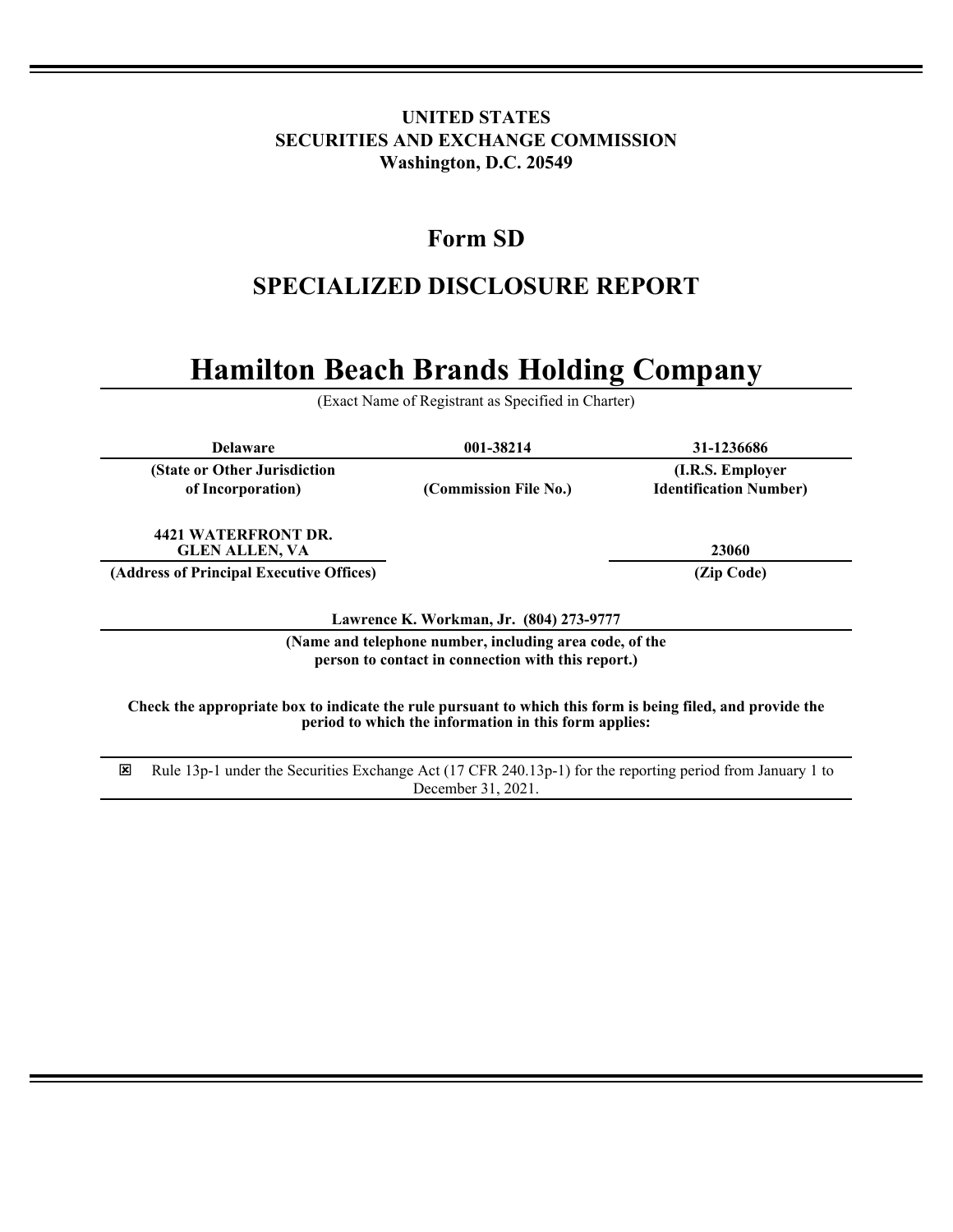**UNITED STATES**
**SECURITIES AND EXCHANGE COMMISSION**
**Washington, D.C. 20549**

# Form SD

## SPECIALIZED DISCLOSURE REPORT

# Hamilton Beach Brands Holding Company

(Exact Name of Registrant as Specified in Charter)

| Delaware | 001-38214 | 31-1236686 |
|---|---|---|
| **(State or Other Jurisdiction of Incorporation)** | **(Commission File No.)** | **(I.R.S. Employer Identification Number)** |

| 4421 WATERFRONT DR. GLEN ALLEN, VA | 23060 |
|---|---|
| **(Address of Principal Executive Offices)** | **(Zip Code)** |

**Lawrence K. Workman, Jr. (804) 273-9777**

**(Name and telephone number, including area code, of the person to contact in connection with this report.)**

**Check the appropriate box to indicate the rule pursuant to which this form is being filed, and provide the period to which the information in this form applies:**

☒ Rule 13p-1 under the Securities Exchange Act (17 CFR 240.13p-1) for the reporting period from January 1 to December 31, 2021.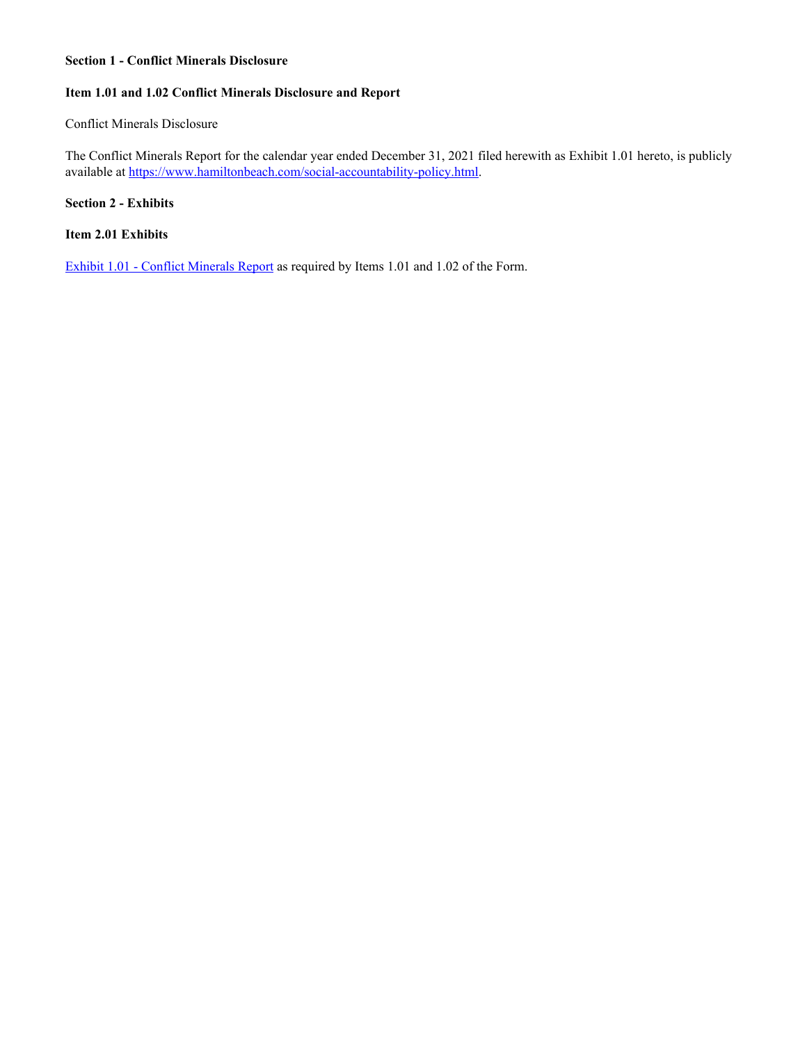**Section 1 - Conflict Minerals Disclosure**

**Item 1.01 and 1.02 Conflict Minerals Disclosure and Report**

Conflict Minerals Disclosure

The Conflict Minerals Report for the calendar year ended December 31, 2021 filed herewith as Exhibit 1.01 hereto, is publicly available at https://www.hamiltonbeach.com/social-accountability-policy.html.

**Section 2 - Exhibits**

**Item 2.01 Exhibits**

Exhibit 1.01 - Conflict Minerals Report as required by Items 1.01 and 1.02 of the Form.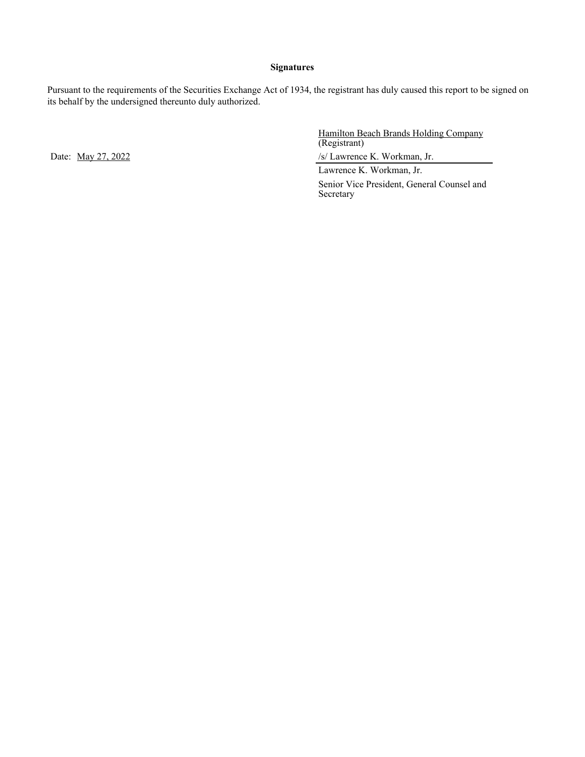**Signatures**

Pursuant to the requirements of the Securities Exchange Act of 1934, the registrant has duly caused this report to be signed on its behalf by the undersigned thereunto duly authorized.

| | |
|---|---|
| | Hamilton Beach Brands Holding Company<br>(Registrant) |
| Date: May 27, 2022 | /s/ Lawrence K. Workman, Jr. |
| | Lawrence K. Workman, Jr. |
| | Senior Vice President, General Counsel and Secretary |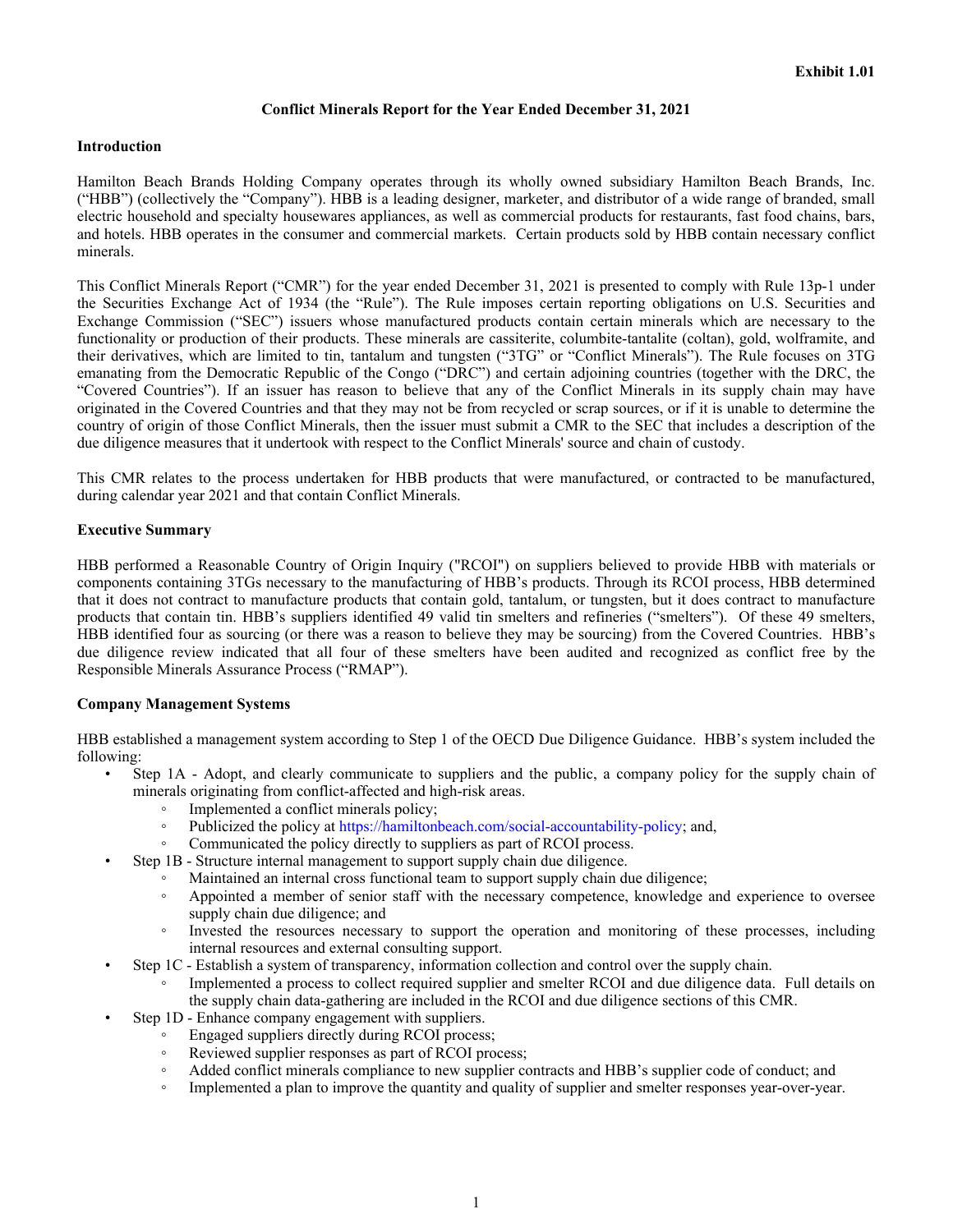**Exhibit 1.01**

**Conflict Minerals Report for the Year Ended December 31, 2021**

**Introduction**

Hamilton Beach Brands Holding Company operates through its wholly owned subsidiary Hamilton Beach Brands, Inc. ("HBB") (collectively the "Company"). HBB is a leading designer, marketer, and distributor of a wide range of branded, small electric household and specialty housewares appliances, as well as commercial products for restaurants, fast food chains, bars, and hotels. HBB operates in the consumer and commercial markets. Certain products sold by HBB contain necessary conflict minerals.

This Conflict Minerals Report ("CMR") for the year ended December 31, 2021 is presented to comply with Rule 13p-1 under the Securities Exchange Act of 1934 (the "Rule"). The Rule imposes certain reporting obligations on U.S. Securities and Exchange Commission ("SEC") issuers whose manufactured products contain certain minerals which are necessary to the functionality or production of their products. These minerals are cassiterite, columbite-tantalite (coltan), gold, wolframite, and their derivatives, which are limited to tin, tantalum and tungsten ("3TG" or "Conflict Minerals"). The Rule focuses on 3TG emanating from the Democratic Republic of the Congo ("DRC") and certain adjoining countries (together with the DRC, the "Covered Countries"). If an issuer has reason to believe that any of the Conflict Minerals in its supply chain may have originated in the Covered Countries and that they may not be from recycled or scrap sources, or if it is unable to determine the country of origin of those Conflict Minerals, then the issuer must submit a CMR to the SEC that includes a description of the due diligence measures that it undertook with respect to the Conflict Minerals' source and chain of custody.

This CMR relates to the process undertaken for HBB products that were manufactured, or contracted to be manufactured, during calendar year 2021 and that contain Conflict Minerals.

**Executive Summary**

HBB performed a Reasonable Country of Origin Inquiry ("RCOI") on suppliers believed to provide HBB with materials or components containing 3TGs necessary to the manufacturing of HBB's products. Through its RCOI process, HBB determined that it does not contract to manufacture products that contain gold, tantalum, or tungsten, but it does contract to manufacture products that contain tin. HBB's suppliers identified 49 valid tin smelters and refineries ("smelters"). Of these 49 smelters, HBB identified four as sourcing (or there was a reason to believe they may be sourcing) from the Covered Countries. HBB's due diligence review indicated that all four of these smelters have been audited and recognized as conflict free by the Responsible Minerals Assurance Process ("RMAP").

**Company Management Systems**

HBB established a management system according to Step 1 of the OECD Due Diligence Guidance. HBB's system included the following:

- Step 1A - Adopt, and clearly communicate to suppliers and the public, a company policy for the supply chain of minerals originating from conflict-affected and high-risk areas.
  - Implemented a conflict minerals policy;
  - Publicized the policy at https://hamiltonbeach.com/social-accountability-policy; and,
  - Communicated the policy directly to suppliers as part of RCOI process.
- Step 1B - Structure internal management to support supply chain due diligence.
  - Maintained an internal cross functional team to support supply chain due diligence;
  - Appointed a member of senior staff with the necessary competence, knowledge and experience to oversee supply chain due diligence; and
  - Invested the resources necessary to support the operation and monitoring of these processes, including internal resources and external consulting support.
- Step 1C - Establish a system of transparency, information collection and control over the supply chain.
  - Implemented a process to collect required supplier and smelter RCOI and due diligence data. Full details on the supply chain data-gathering are included in the RCOI and due diligence sections of this CMR.
- Step 1D - Enhance company engagement with suppliers.
  - Engaged suppliers directly during RCOI process;
  - Reviewed supplier responses as part of RCOI process;
  - Added conflict minerals compliance to new supplier contracts and HBB's supplier code of conduct; and
  - Implemented a plan to improve the quantity and quality of supplier and smelter responses year-over-year.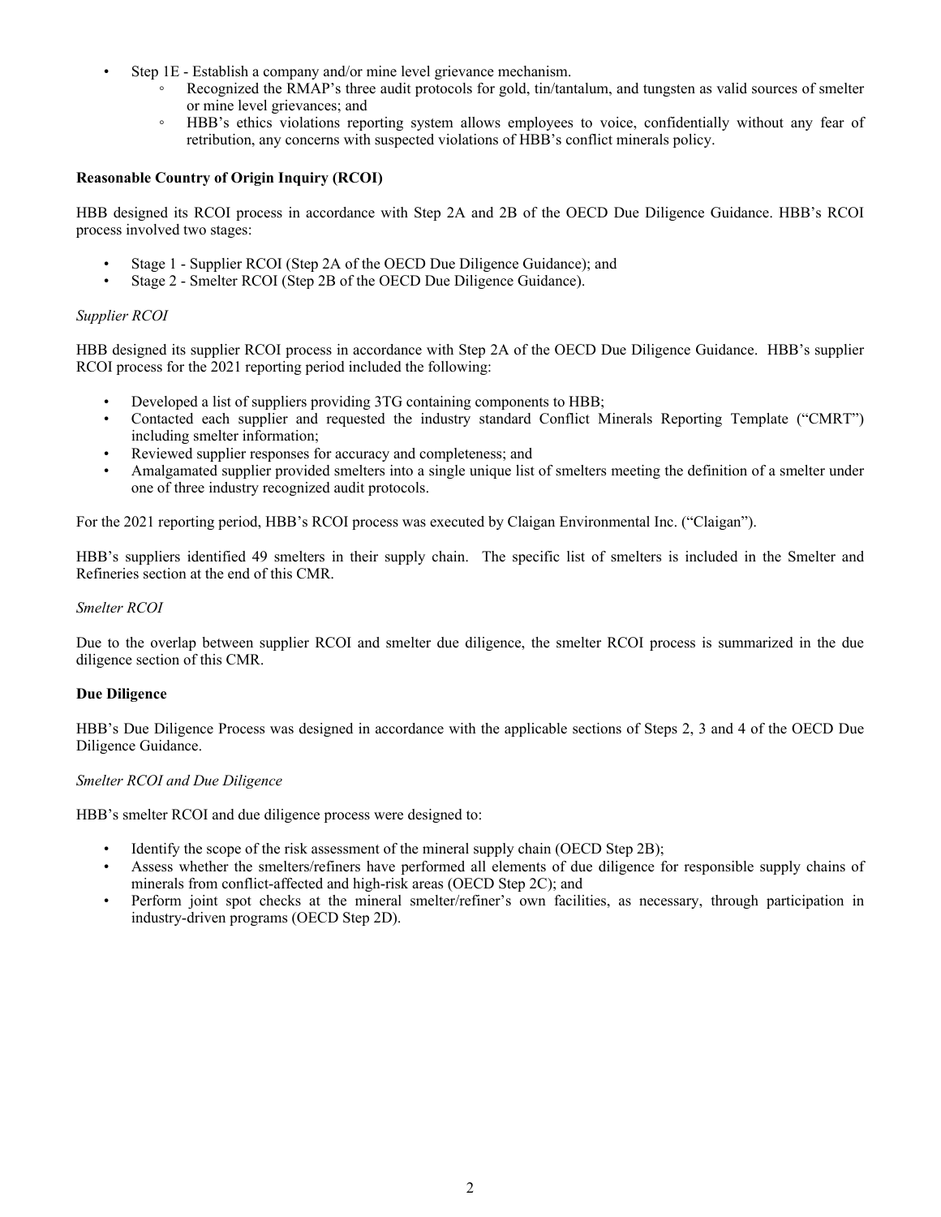- Step 1E - Establish a company and/or mine level grievance mechanism.
  - Recognized the RMAP's three audit protocols for gold, tin/tantalum, and tungsten as valid sources of smelter or mine level grievances; and
  - HBB's ethics violations reporting system allows employees to voice, confidentially without any fear of retribution, any concerns with suspected violations of HBB's conflict minerals policy.

**Reasonable Country of Origin Inquiry (RCOI)**

HBB designed its RCOI process in accordance with Step 2A and 2B of the OECD Due Diligence Guidance. HBB's RCOI process involved two stages:

- Stage 1 - Supplier RCOI (Step 2A of the OECD Due Diligence Guidance); and
- Stage 2 - Smelter RCOI (Step 2B of the OECD Due Diligence Guidance).

*Supplier RCOI*

HBB designed its supplier RCOI process in accordance with Step 2A of the OECD Due Diligence Guidance. HBB's supplier RCOI process for the 2021 reporting period included the following:

- Developed a list of suppliers providing 3TG containing components to HBB;
- Contacted each supplier and requested the industry standard Conflict Minerals Reporting Template ("CMRT") including smelter information;
- Reviewed supplier responses for accuracy and completeness; and
- Amalgamated supplier provided smelters into a single unique list of smelters meeting the definition of a smelter under one of three industry recognized audit protocols.

For the 2021 reporting period, HBB's RCOI process was executed by Claigan Environmental Inc. ("Claigan").

HBB's suppliers identified 49 smelters in their supply chain. The specific list of smelters is included in the Smelter and Refineries section at the end of this CMR.

*Smelter RCOI*

Due to the overlap between supplier RCOI and smelter due diligence, the smelter RCOI process is summarized in the due diligence section of this CMR.

**Due Diligence**

HBB's Due Diligence Process was designed in accordance with the applicable sections of Steps 2, 3 and 4 of the OECD Due Diligence Guidance.

*Smelter RCOI and Due Diligence*

HBB's smelter RCOI and due diligence process were designed to:

- Identify the scope of the risk assessment of the mineral supply chain (OECD Step 2B);
- Assess whether the smelters/refiners have performed all elements of due diligence for responsible supply chains of minerals from conflict-affected and high-risk areas (OECD Step 2C); and
- Perform joint spot checks at the mineral smelter/refiner's own facilities, as necessary, through participation in industry-driven programs (OECD Step 2D).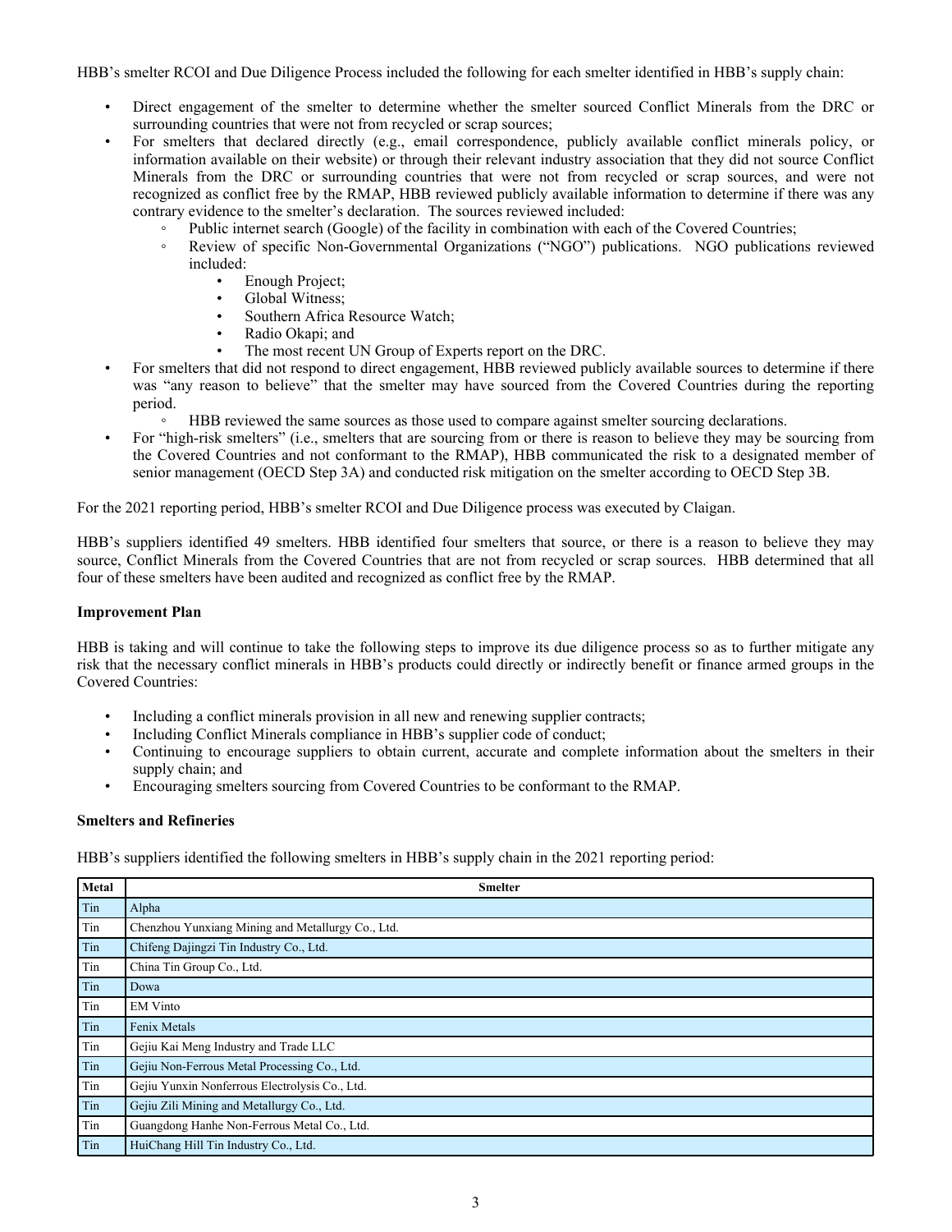HBB's smelter RCOI and Due Diligence Process included the following for each smelter identified in HBB's supply chain:

- Direct engagement of the smelter to determine whether the smelter sourced Conflict Minerals from the DRC or surrounding countries that were not from recycled or scrap sources;
- For smelters that declared directly (e.g., email correspondence, publicly available conflict minerals policy, or information available on their website) or through their relevant industry association that they did not source Conflict Minerals from the DRC or surrounding countries that were not from recycled or scrap sources, and were not recognized as conflict free by the RMAP, HBB reviewed publicly available information to determine if there was any contrary evidence to the smelter's declaration. The sources reviewed included:
  - Public internet search (Google) of the facility in combination with each of the Covered Countries;
  - Review of specific Non-Governmental Organizations ("NGO") publications. NGO publications reviewed included:
    - Enough Project;
    - Global Witness;
    - Southern Africa Resource Watch;
    - Radio Okapi; and
    - The most recent UN Group of Experts report on the DRC.
- For smelters that did not respond to direct engagement, HBB reviewed publicly available sources to determine if there was "any reason to believe" that the smelter may have sourced from the Covered Countries during the reporting period.
  - HBB reviewed the same sources as those used to compare against smelter sourcing declarations.
- For "high-risk smelters" (i.e., smelters that are sourcing from or there is reason to believe they may be sourcing from the Covered Countries and not conformant to the RMAP), HBB communicated the risk to a designated member of senior management (OECD Step 3A) and conducted risk mitigation on the smelter according to OECD Step 3B.

For the 2021 reporting period, HBB's smelter RCOI and Due Diligence process was executed by Claigan.

HBB's suppliers identified 49 smelters. HBB identified four smelters that source, or there is a reason to believe they may source, Conflict Minerals from the Covered Countries that are not from recycled or scrap sources. HBB determined that all four of these smelters have been audited and recognized as conflict free by the RMAP.

**Improvement Plan**

HBB is taking and will continue to take the following steps to improve its due diligence process so as to further mitigate any risk that the necessary conflict minerals in HBB's products could directly or indirectly benefit or finance armed groups in the Covered Countries:

- Including a conflict minerals provision in all new and renewing supplier contracts;
- Including Conflict Minerals compliance in HBB's supplier code of conduct;
- Continuing to encourage suppliers to obtain current, accurate and complete information about the smelters in their supply chain; and
- Encouraging smelters sourcing from Covered Countries to be conformant to the RMAP.

**Smelters and Refineries**

HBB's suppliers identified the following smelters in HBB's supply chain in the 2021 reporting period:

| Metal | Smelter |
|---|---|
| Tin | Alpha |
| Tin | Chenzhou Yunxiang Mining and Metallurgy Co., Ltd. |
| Tin | Chifeng Dajingzi Tin Industry Co., Ltd. |
| Tin | China Tin Group Co., Ltd. |
| Tin | Dowa |
| Tin | EM Vinto |
| Tin | Fenix Metals |
| Tin | Gejiu Kai Meng Industry and Trade LLC |
| Tin | Gejiu Non-Ferrous Metal Processing Co., Ltd. |
| Tin | Gejiu Yunxin Nonferrous Electrolysis Co., Ltd. |
| Tin | Gejiu Zili Mining and Metallurgy Co., Ltd. |
| Tin | Guangdong Hanhe Non-Ferrous Metal Co., Ltd. |
| Tin | HuiChang Hill Tin Industry Co., Ltd. |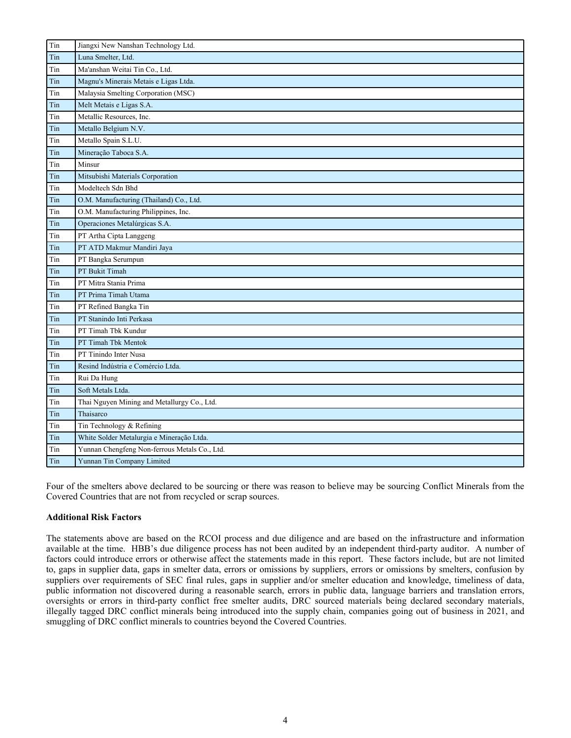| | |
|---|---|
| Tin | Jiangxi New Nanshan Technology Ltd. |
| Tin | Luna Smelter, Ltd. |
| Tin | Ma'anshan Weitai Tin Co., Ltd. |
| Tin | Magnu's Minerais Metais e Ligas Ltda. |
| Tin | Malaysia Smelting Corporation (MSC) |
| Tin | Melt Metais e Ligas S.A. |
| Tin | Metallic Resources, Inc. |
| Tin | Metallo Belgium N.V. |
| Tin | Metallo Spain S.L.U. |
| Tin | Mineração Taboca S.A. |
| Tin | Minsur |
| Tin | Mitsubishi Materials Corporation |
| Tin | Modeltech Sdn Bhd |
| Tin | O.M. Manufacturing (Thailand) Co., Ltd. |
| Tin | O.M. Manufacturing Philippines, Inc. |
| Tin | Operaciones Metalúrgicas S.A. |
| Tin | PT Artha Cipta Langgeng |
| Tin | PT ATD Makmur Mandiri Jaya |
| Tin | PT Bangka Serumpun |
| Tin | PT Bukit Timah |
| Tin | PT Mitra Stania Prima |
| Tin | PT Prima Timah Utama |
| Tin | PT Refined Bangka Tin |
| Tin | PT Stanindo Inti Perkasa |
| Tin | PT Timah Tbk Kundur |
| Tin | PT Timah Tbk Mentok |
| Tin | PT Tinindo Inter Nusa |
| Tin | Resind Indústria e Comércio Ltda. |
| Tin | Rui Da Hung |
| Tin | Soft Metals Ltda. |
| Tin | Thai Nguyen Mining and Metallurgy Co., Ltd. |
| Tin | Thaisarco |
| Tin | Tin Technology & Refining |
| Tin | White Solder Metalurgia e Mineração Ltda. |
| Tin | Yunnan Chengfeng Non-ferrous Metals Co., Ltd. |
| Tin | Yunnan Tin Company Limited |

Four of the smelters above declared to be sourcing or there was reason to believe may be sourcing Conflict Minerals from the Covered Countries that are not from recycled or scrap sources.

**Additional Risk Factors**

The statements above are based on the RCOI process and due diligence and are based on the infrastructure and information available at the time. HBB's due diligence process has not been audited by an independent third-party auditor. A number of factors could introduce errors or otherwise affect the statements made in this report. These factors include, but are not limited to, gaps in supplier data, gaps in smelter data, errors or omissions by suppliers, errors or omissions by smelters, confusion by suppliers over requirements of SEC final rules, gaps in supplier and/or smelter education and knowledge, timeliness of data, public information not discovered during a reasonable search, errors in public data, language barriers and translation errors, oversights or errors in third-party conflict free smelter audits, DRC sourced materials being declared secondary materials, illegally tagged DRC conflict minerals being introduced into the supply chain, companies going out of business in 2021, and smuggling of DRC conflict minerals to countries beyond the Covered Countries.